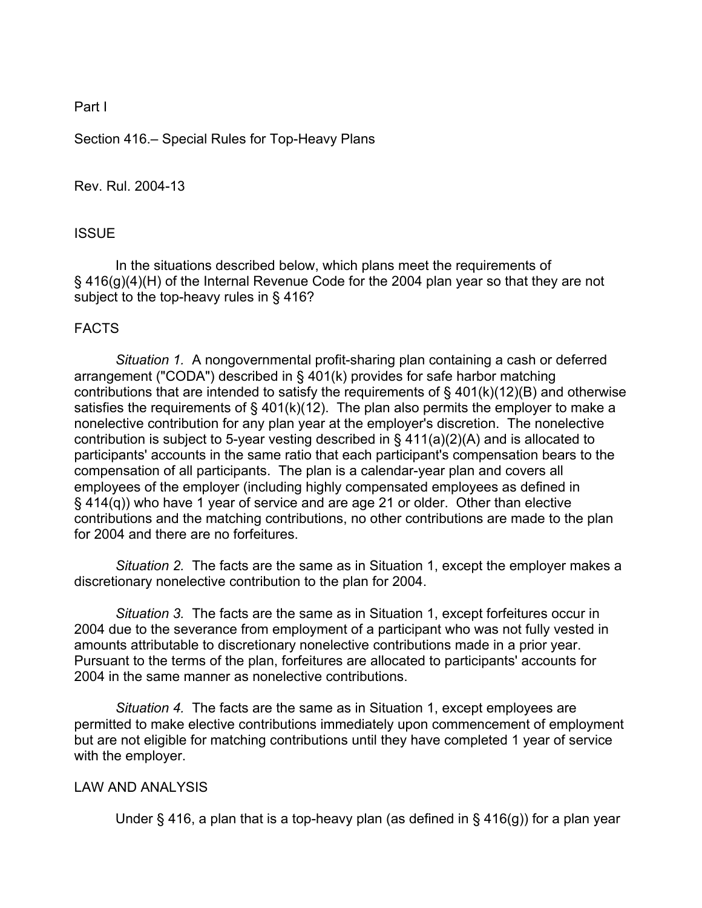Part I

Section 416.– Special Rules for Top-Heavy Plans

Rev. Rul. 2004-13

## ISSUE

In the situations described below, which plans meet the requirements of § 416(g)(4)(H) of the Internal Revenue Code for the 2004 plan year so that they are not subject to the top-heavy rules in § 416?

## FACTS

*Situation 1.* A nongovernmental profit-sharing plan containing a cash or deferred arrangement ("CODA") described in § 401(k) provides for safe harbor matching contributions that are intended to satisfy the requirements of § 401(k)(12)(B) and otherwise satisfies the requirements of § 401(k)(12). The plan also permits the employer to make a nonelective contribution for any plan year at the employer's discretion. The nonelective contribution is subject to 5-year vesting described in § 411(a)(2)(A) and is allocated to participants' accounts in the same ratio that each participant's compensation bears to the compensation of all participants. The plan is a calendar-year plan and covers all employees of the employer (including highly compensated employees as defined in § 414(q)) who have 1 year of service and are age 21 or older. Other than elective contributions and the matching contributions, no other contributions are made to the plan for 2004 and there are no forfeitures.

*Situation 2.* The facts are the same as in Situation 1, except the employer makes a discretionary nonelective contribution to the plan for 2004.

*Situation 3.* The facts are the same as in Situation 1, except forfeitures occur in 2004 due to the severance from employment of a participant who was not fully vested in amounts attributable to discretionary nonelective contributions made in a prior year. Pursuant to the terms of the plan, forfeitures are allocated to participants' accounts for 2004 in the same manner as nonelective contributions.

*Situation 4.* The facts are the same as in Situation 1, except employees are permitted to make elective contributions immediately upon commencement of employment but are not eligible for matching contributions until they have completed 1 year of service with the employer.

## LAW AND ANALYSIS

Under § 416, a plan that is a top-heavy plan (as defined in § 416(g)) for a plan year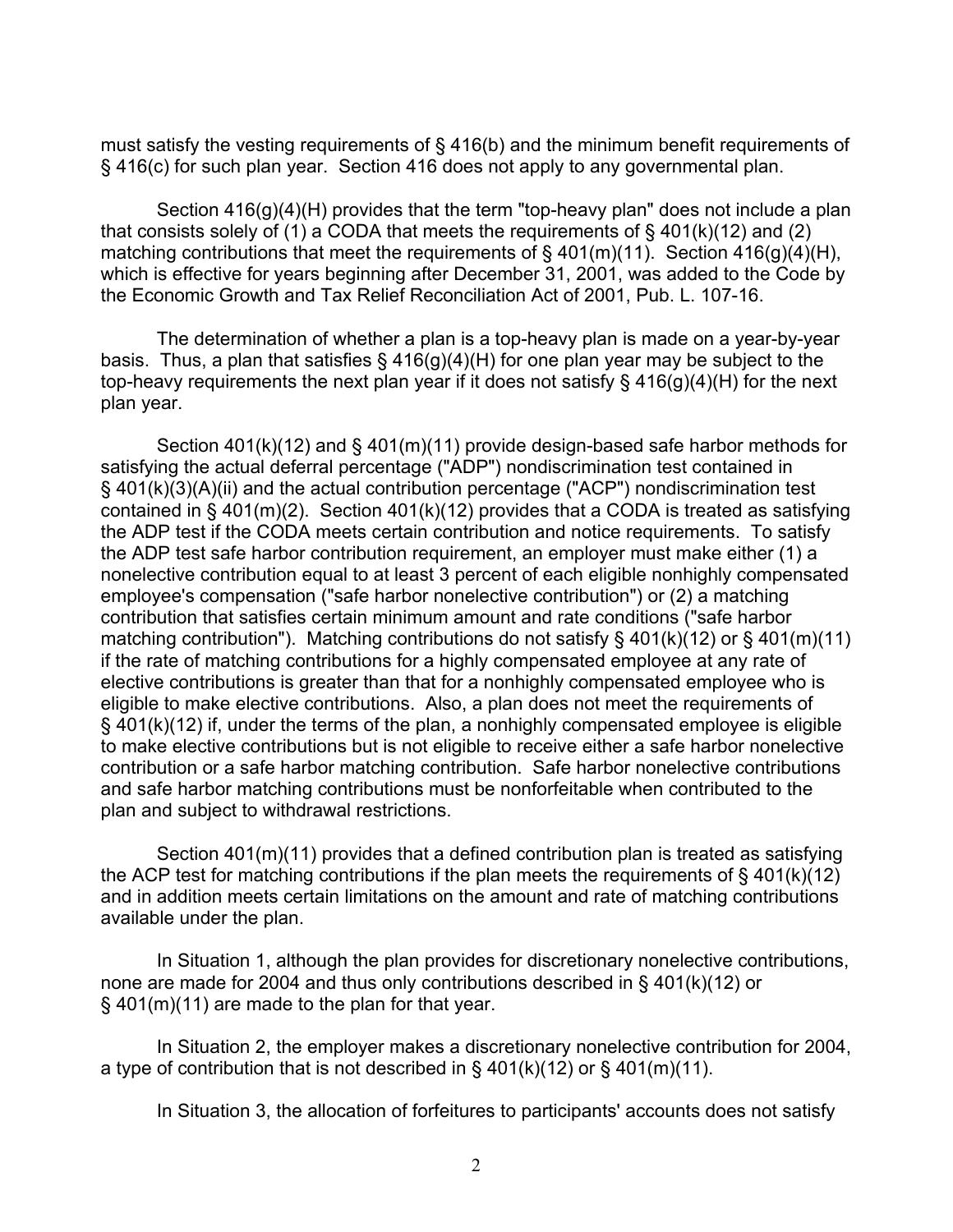must satisfy the vesting requirements of § 416(b) and the minimum benefit requirements of § 416(c) for such plan year. Section 416 does not apply to any governmental plan.

Section 416(g)(4)(H) provides that the term "top-heavy plan" does not include a plan that consists solely of (1) a CODA that meets the requirements of § 401(k)(12) and (2) matching contributions that meet the requirements of § 401(m)(11). Section 416(g)(4)(H), which is effective for years beginning after December 31, 2001, was added to the Code by the Economic Growth and Tax Relief Reconciliation Act of 2001, Pub. L. 107-16.

The determination of whether a plan is a top-heavy plan is made on a year-by-year basis. Thus, a plan that satisfies § 416(g)(4)(H) for one plan year may be subject to the top-heavy requirements the next plan year if it does not satisfy § 416(g)(4)(H) for the next plan year.

Section 401(k)(12) and § 401(m)(11) provide design-based safe harbor methods for satisfying the actual deferral percentage ("ADP") nondiscrimination test contained in § 401(k)(3)(A)(ii) and the actual contribution percentage ("ACP") nondiscrimination test contained in § 401(m)(2). Section 401(k)(12) provides that a CODA is treated as satisfying the ADP test if the CODA meets certain contribution and notice requirements. To satisfy the ADP test safe harbor contribution requirement, an employer must make either (1) a nonelective contribution equal to at least 3 percent of each eligible nonhighly compensated employee's compensation ("safe harbor nonelective contribution") or (2) a matching contribution that satisfies certain minimum amount and rate conditions ("safe harbor matching contribution"). Matching contributions do not satisfy § 401(k)(12) or § 401(m)(11) if the rate of matching contributions for a highly compensated employee at any rate of elective contributions is greater than that for a nonhighly compensated employee who is eligible to make elective contributions. Also, a plan does not meet the requirements of § 401(k)(12) if, under the terms of the plan, a nonhighly compensated employee is eligible to make elective contributions but is not eligible to receive either a safe harbor nonelective contribution or a safe harbor matching contribution. Safe harbor nonelective contributions and safe harbor matching contributions must be nonforfeitable when contributed to the plan and subject to withdrawal restrictions.

Section 401(m)(11) provides that a defined contribution plan is treated as satisfying the ACP test for matching contributions if the plan meets the requirements of § 401(k)(12) and in addition meets certain limitations on the amount and rate of matching contributions available under the plan.

In Situation 1, although the plan provides for discretionary nonelective contributions, none are made for 2004 and thus only contributions described in § 401(k)(12) or § 401(m)(11) are made to the plan for that year.

In Situation 2, the employer makes a discretionary nonelective contribution for 2004, a type of contribution that is not described in § 401(k)(12) or § 401(m)(11).

In Situation 3, the allocation of forfeitures to participants' accounts does not satisfy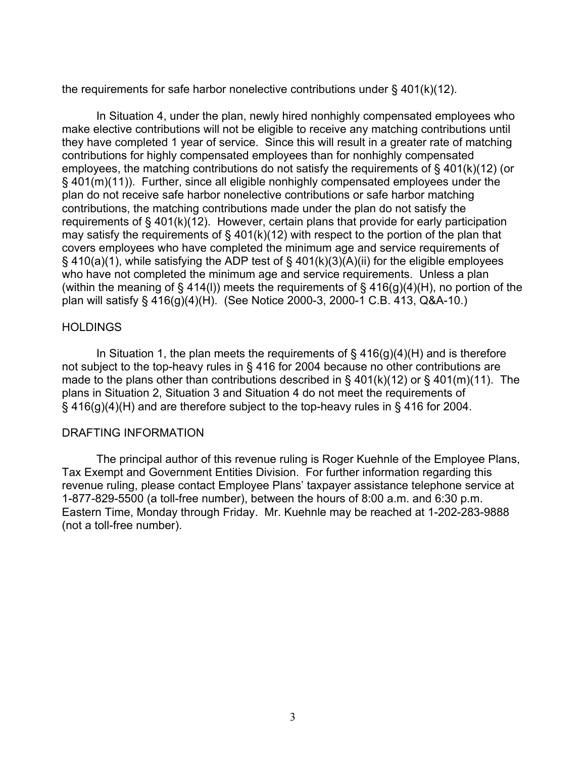the requirements for safe harbor nonelective contributions under § 401(k)(12).

In Situation 4, under the plan, newly hired nonhighly compensated employees who make elective contributions will not be eligible to receive any matching contributions until they have completed 1 year of service. Since this will result in a greater rate of matching contributions for highly compensated employees than for nonhighly compensated employees, the matching contributions do not satisfy the requirements of § 401(k)(12) (or § 401(m)(11)). Further, since all eligible nonhighly compensated employees under the plan do not receive safe harbor nonelective contributions or safe harbor matching contributions, the matching contributions made under the plan do not satisfy the requirements of § 401(k)(12). However, certain plans that provide for early participation may satisfy the requirements of § 401(k)(12) with respect to the portion of the plan that covers employees who have completed the minimum age and service requirements of § 410(a)(1), while satisfying the ADP test of § 401(k)(3)(A)(ii) for the eligible employees who have not completed the minimum age and service requirements. Unless a plan (within the meaning of § 414(l)) meets the requirements of § 416(g)(4)(H), no portion of the plan will satisfy § 416(g)(4)(H). (See Notice 2000-3, 2000-1 C.B. 413, Q&A-10.)

## HOLDINGS

In Situation 1, the plan meets the requirements of § 416(g)(4)(H) and is therefore not subject to the top-heavy rules in § 416 for 2004 because no other contributions are made to the plans other than contributions described in § 401(k)(12) or § 401(m)(11). The plans in Situation 2, Situation 3 and Situation 4 do not meet the requirements of § 416(g)(4)(H) and are therefore subject to the top-heavy rules in § 416 for 2004.

## DRAFTING INFORMATION

The principal author of this revenue ruling is Roger Kuehnle of the Employee Plans, Tax Exempt and Government Entities Division. For further information regarding this revenue ruling, please contact Employee Plans' taxpayer assistance telephone service at 1-877-829-5500 (a toll-free number), between the hours of 8:00 a.m. and 6:30 p.m. Eastern Time, Monday through Friday. Mr. Kuehnle may be reached at 1-202-283-9888 (not a toll-free number).